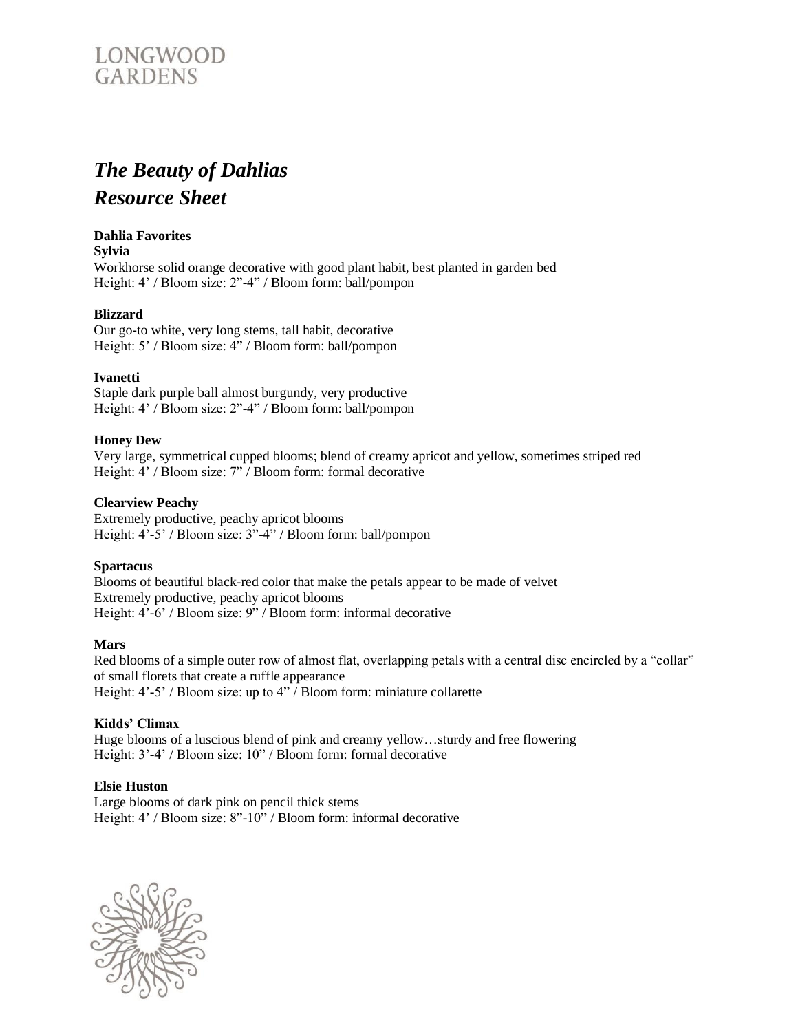LONGWOOD GARDENS

# *The Beauty of Dahlias Resource Sheet*

**Dahlia Favorites**

**Sylvia**
Workhorse solid orange decorative with good plant habit, best planted in garden bed
Height: 4' / Bloom size: 2"-4" / Bloom form: ball/pompon

**Blizzard**
Our go-to white, very long stems, tall habit, decorative
Height: 5' / Bloom size: 4" / Bloom form: ball/pompon

**Ivanetti**
Staple dark purple ball almost burgundy, very productive
Height: 4' / Bloom size: 2"-4" / Bloom form: ball/pompon

**Honey Dew**
Very large, symmetrical cupped blooms; blend of creamy apricot and yellow, sometimes striped red
Height: 4' / Bloom size: 7" / Bloom form: formal decorative

**Clearview Peachy**
Extremely productive, peachy apricot blooms
Height: 4'-5' / Bloom size: 3"-4" / Bloom form: ball/pompon

**Spartacus**
Blooms of beautiful black-red color that make the petals appear to be made of velvet
Extremely productive, peachy apricot blooms
Height: 4'-6' / Bloom size: 9" / Bloom form: informal decorative

**Mars**
Red blooms of a simple outer row of almost flat, overlapping petals with a central disc encircled by a "collar" of small florets that create a ruffle appearance
Height: 4'-5' / Bloom size: up to 4" / Bloom form: miniature collarette

**Kidds' Climax**
Huge blooms of a luscious blend of pink and creamy yellow…sturdy and free flowering
Height: 3'-4' / Bloom size: 10" / Bloom form: formal decorative

**Elsie Huston**
Large blooms of dark pink on pencil thick stems
Height: 4' / Bloom size: 8"-10" / Bloom form: informal decorative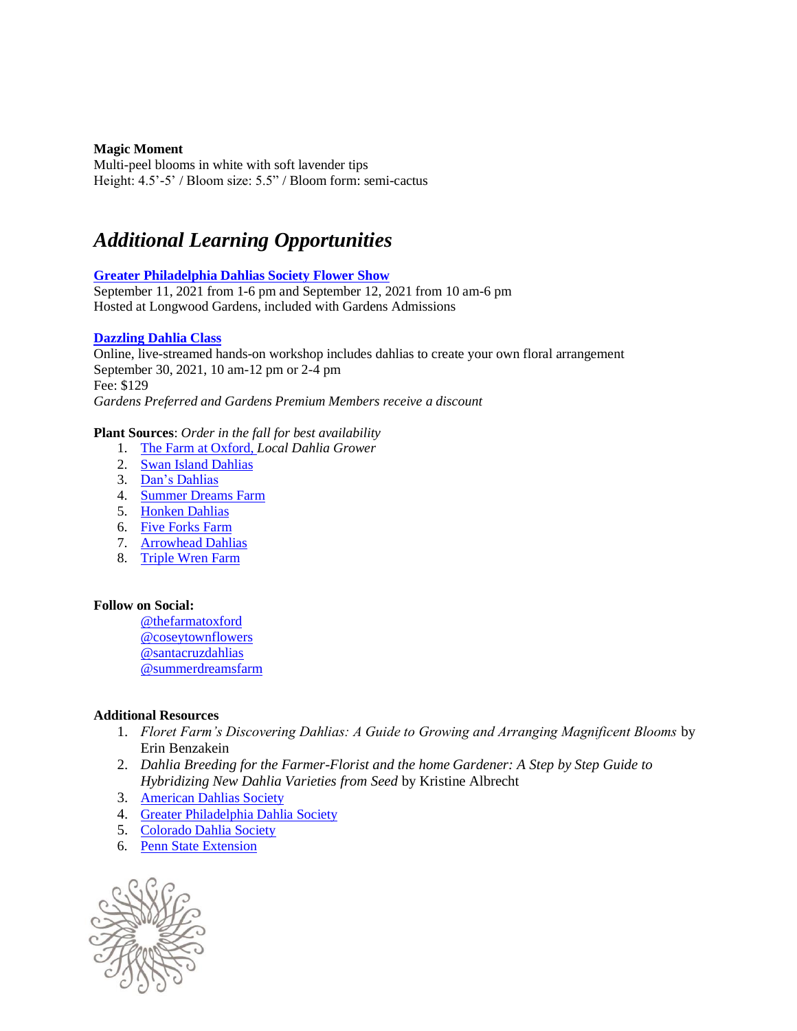**Magic Moment**
Multi-peel blooms in white with soft lavender tips
Height: 4.5'-5' / Bloom size: 5.5" / Bloom form: semi-cactus

## *Additional Learning Opportunities*

**Greater Philadelphia Dahlias Society Flower Show**
September 11, 2021 from 1-6 pm and September 12, 2021 from 10 am-6 pm
Hosted at Longwood Gardens, included with Gardens Admissions

**Dazzling Dahlia Class**
Online, live-streamed hands-on workshop includes dahlias to create your own floral arrangement
September 30, 2021, 10 am-12 pm or 2-4 pm
Fee: $129
*Gardens Preferred and Gardens Premium Members receive a discount*

**Plant Sources**: *Order in the fall for best availability*

1. The Farm at Oxford, *Local Dahlia Grower*
2. Swan Island Dahlias
3. Dan's Dahlias
4. Summer Dreams Farm
5. Honken Dahlias
6. Five Forks Farm
7. Arrowhead Dahlias
8. Triple Wren Farm

**Follow on Social:**

@thefarmatoxford
@coseytownflowers
@santacruzdahlias
@summerdreamsfarm

**Additional Resources**

1. *Floret Farm's Discovering Dahlias: A Guide to Growing and Arranging Magnificent Blooms* by Erin Benzakein
2. *Dahlia Breeding for the Farmer-Florist and the home Gardener: A Step by Step Guide to Hybridizing New Dahlia Varieties from Seed* by Kristine Albrecht
3. American Dahlias Society
4. Greater Philadelphia Dahlia Society
5. Colorado Dahlia Society
6. Penn State Extension